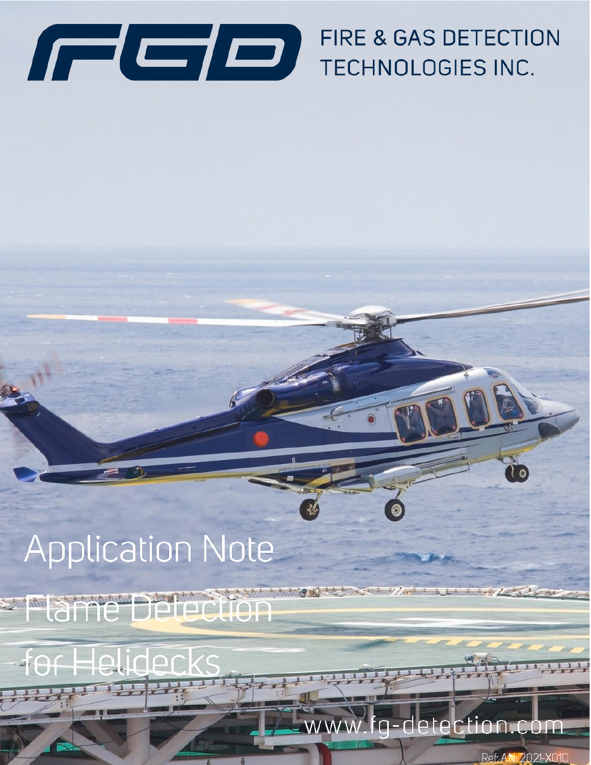FIRE & GAS DETECTION TECHNOLOGIES INC.

# Application Note

# Flame Detection for Helidecks

www.fg-detection.com

Ref: AN: 2021-X010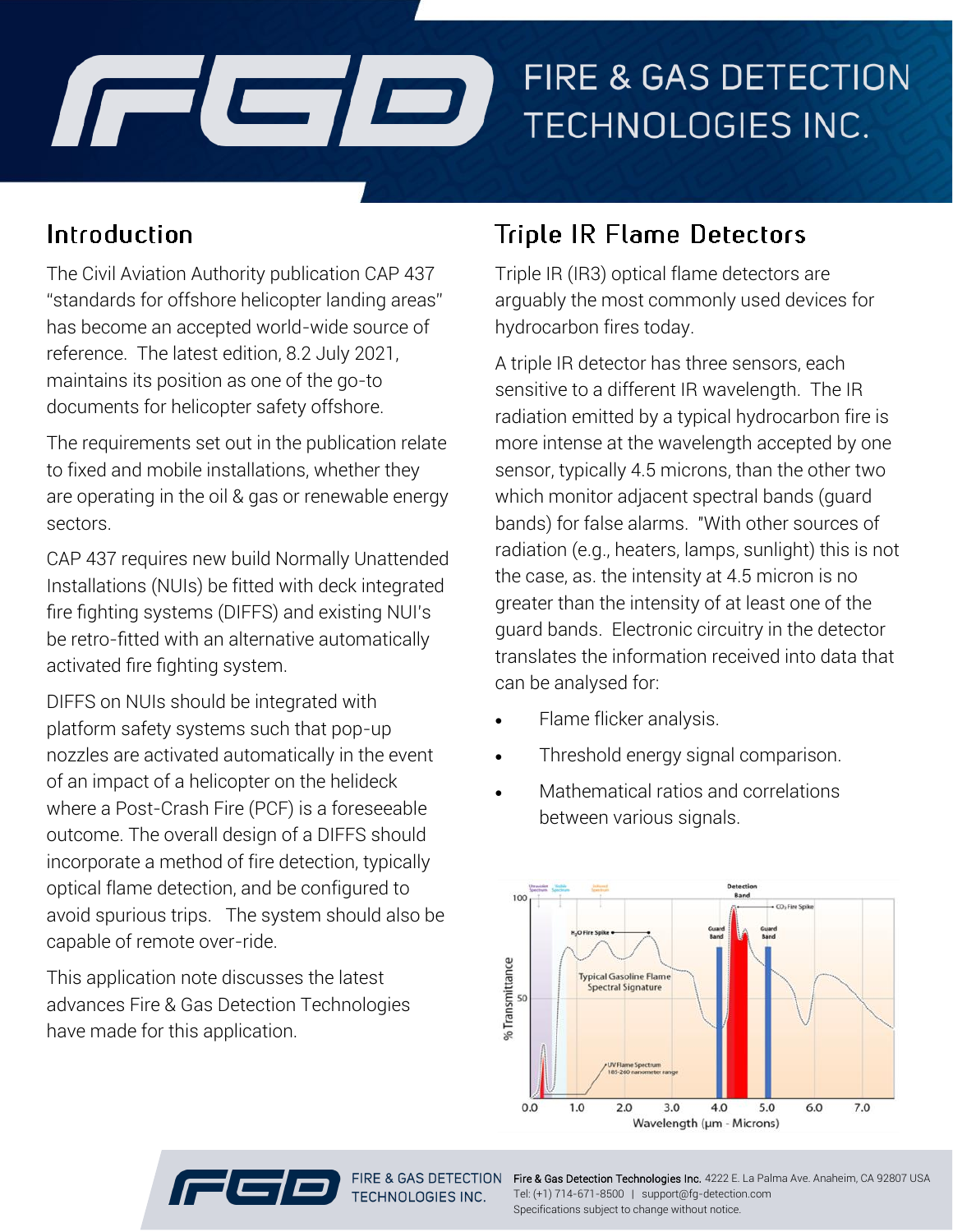## Introduction

The Civil Aviation Authority publication CAP 437 "standards for offshore helicopter landing areas" has become an accepted world-wide source of reference. The latest edition, 8.2 July 2021, maintains its position as one of the go-to documents for helicopter safety offshore.

The requirements set out in the publication relate to fixed and mobile installations, whether they are operating in the oil & gas or renewable energy sectors.

CAP 437 requires new build Normally Unattended Installations (NUIs) be fitted with deck integrated fire fighting systems (DIFFS) and existing NUI's be retro-fitted with an alternative automatically activated fire fighting system.

DIFFS on NUIs should be integrated with platform safety systems such that pop-up nozzles are activated automatically in the event of an impact of a helicopter on the helideck where a Post-Crash Fire (PCF) is a foreseeable outcome. The overall design of a DIFFS should incorporate a method of fire detection, typically optical flame detection, and be configured to avoid spurious trips. The system should also be capable of remote over-ride.

This application note discusses the latest advances Fire & Gas Detection Technologies have made for this application.

## Triple IR Flame Detectors

Triple IR (IR3) optical flame detectors are arguably the most commonly used devices for hydrocarbon fires today.

A triple IR detector has three sensors, each sensitive to a different IR wavelength. The IR radiation emitted by a typical hydrocarbon fire is more intense at the wavelength accepted by one sensor, typically 4.5 microns, than the other two which monitor adjacent spectral bands (guard bands) for false alarms. "With other sources of radiation (e.g., heaters, lamps, sunlight) this is not the case, as. the intensity at 4.5 micron is no greater than the intensity of at least one of the guard bands. Electronic circuitry in the detector translates the information received into data that can be analysed for:

- Flame flicker analysis.
- Threshold energy signal comparison.
- Mathematical ratios and correlations between various signals.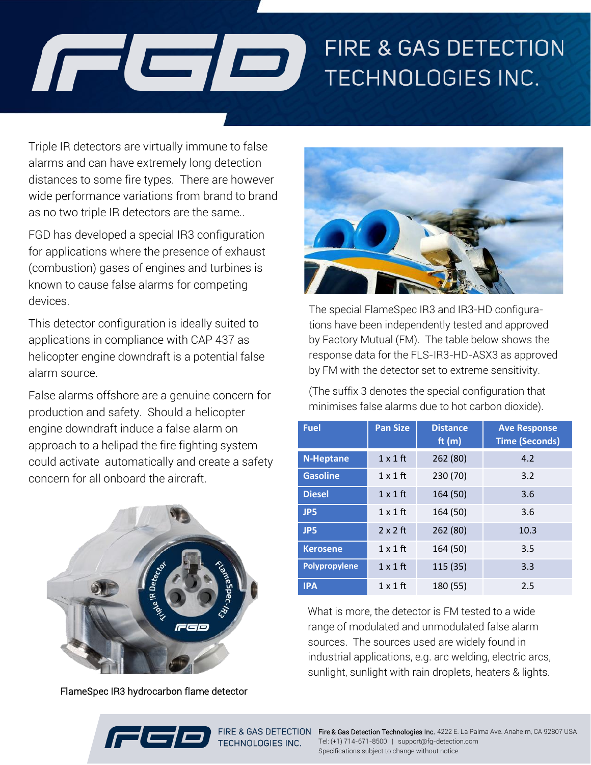Triple IR detectors are virtually immune to false alarms and can have extremely long detection distances to some fire types. There are however wide performance variations from brand to brand as no two triple IR detectors are the same..

FGD has developed a special IR3 configuration for applications where the presence of exhaust (combustion) gases of engines and turbines is known to cause false alarms for competing devices.

This detector configuration is ideally suited to applications in compliance with CAP 437 as helicopter engine downdraft is a potential false alarm source.

False alarms offshore are a genuine concern for production and safety. Should a helicopter engine downdraft induce a false alarm on approach to a helipad the fire fighting system could activate automatically and create a safety concern for all onboard the aircraft.

FlameSpec IR3 hydrocarbon flame detector

The special FlameSpec IR3 and IR3-HD configurations have been independently tested and approved by Factory Mutual (FM). The table below shows the response data for the FLS-IR3-HD-ASX3 as approved by FM with the detector set to extreme sensitivity.

(The suffix 3 denotes the special configuration that minimises false alarms due to hot carbon dioxide).

| Fuel | Pan Size | Distance ft (m) | Ave Response Time (Seconds) |
|---|---|---|---|
| N-Heptane | 1 x 1 ft | 262 (80) | 4.2 |
| Gasoline | 1 x 1 ft | 230 (70) | 3.2 |
| Diesel | 1 x 1 ft | 164 (50) | 3.6 |
| JP5 | 1 x 1 ft | 164 (50) | 3.6 |
| JP5 | 2 x 2 ft | 262 (80) | 10.3 |
| Kerosene | 1 x 1 ft | 164 (50) | 3.5 |
| Polypropylene | 1 x 1 ft | 115 (35) | 3.3 |
| IPA | 1 x 1 ft | 180 (55) | 2.5 |

What is more, the detector is FM tested to a wide range of modulated and unmodulated false alarm sources. The sources used are widely found in industrial applications, e.g. arc welding, electric arcs, sunlight, sunlight with rain droplets, heaters & lights.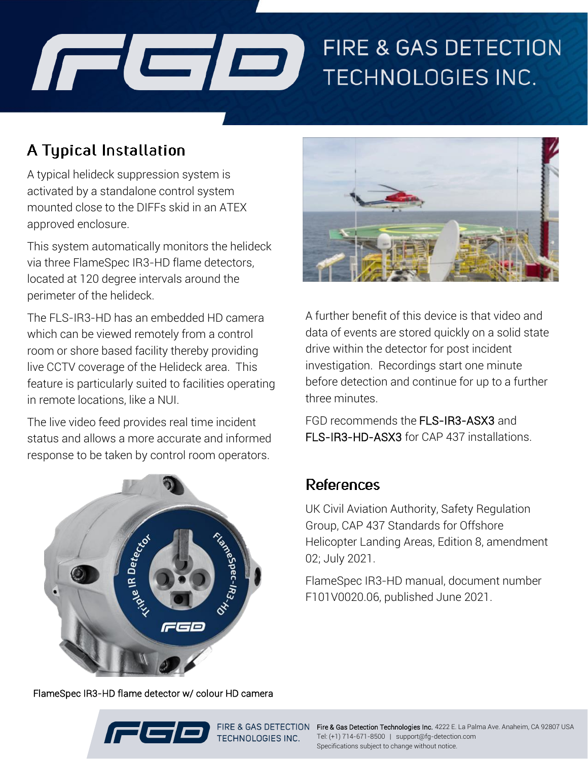## A Typical Installation

A typical helideck suppression system is activated by a standalone control system mounted close to the DIFFs skid in an ATEX approved enclosure.

This system automatically monitors the helideck via three FlameSpec IR3-HD flame detectors, located at 120 degree intervals around the perimeter of the helideck.

The FLS-IR3-HD has an embedded HD camera which can be viewed remotely from a control room or shore based facility thereby providing live CCTV coverage of the Helideck area. This feature is particularly suited to facilities operating in remote locations, like a NUI.

The live video feed provides real time incident status and allows a more accurate and informed response to be taken by control room operators.

FlameSpec IR3-HD flame detector w/ colour HD camera

A further benefit of this device is that video and data of events are stored quickly on a solid state drive within the detector for post incident investigation. Recordings start one minute before detection and continue for up to a further three minutes.

FGD recommends the FLS-IR3-ASX3 and FLS-IR3-HD-ASX3 for CAP 437 installations.

## References

UK Civil Aviation Authority, Safety Regulation Group, CAP 437 Standards for Offshore Helicopter Landing Areas, Edition 8, amendment 02; July 2021.

FlameSpec IR3-HD manual, document number F101V0020.06, published June 2021.